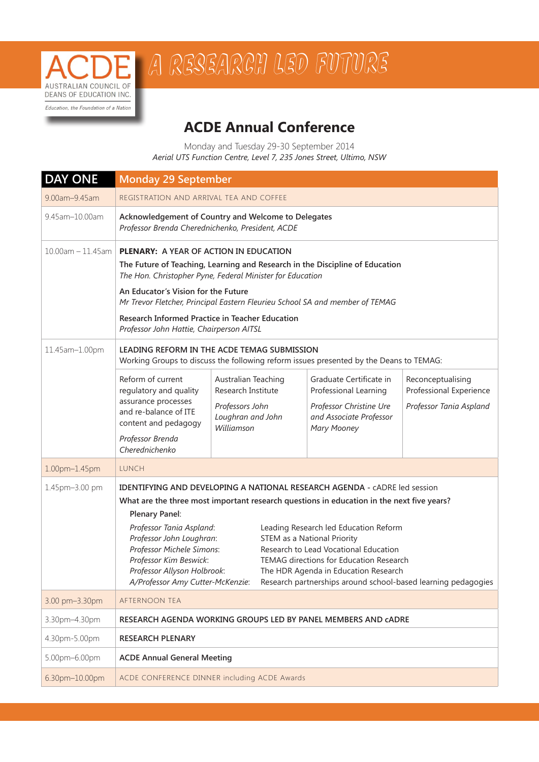ACDE
AUSTRALIAN COUNCIL OF DEANS OF EDUCATION INC.
*Education, the Foundation of a Nation*

# A RESEARCH LED FUTURE

## ACDE Annual Conference

Monday and Tuesday 29-30 September 2014
*Aerial UTS Function Centre, Level 7, 235 Jones Street, Ultimo, NSW*

| DAY ONE | Monday 29 September |
|---|---|
| 9.00am–9.45am | REGISTRATION AND ARRIVAL TEA AND COFFEE |
| 9.45am–10.00am | **Acknowledgement of Country and Welcome to Delegates**<br>*Professor Brenda Cherednichenko, President, ACDE* |
| 10.00am – 11.45am | **PLENARY: A YEAR OF ACTION IN EDUCATION**<br>**The Future of Teaching, Learning and Research in the Discipline of Education**<br>*The Hon. Christopher Pyne, Federal Minister for Education*<br>**An Educator's Vision for the Future**<br>*Mr Trevor Fletcher, Principal Eastern Fleurieu School SA and member of TEMAG*<br>**Research Informed Practice in Teacher Education**<br>*Professor John Hattie, Chairperson AITSL* |
| 11.45am–1.00pm | **LEADING REFORM IN THE ACDE TEMAG SUBMISSION**<br>Working Groups to discuss the following reform issues presented by the Deans to TEMAG:<br>• Reform of current regulatory and quality assurance processes and re-balance of ITE content and pedagogy — *Professor Brenda Cherednichenko*<br>• Australian Teaching Research Institute — *Professors John Loughran and John Williamson*<br>• Graduate Certificate in Professional Learning — *Professor Christine Ure and Associate Professor Mary Mooney*<br>• Reconceptualising Professional Experience — *Professor Tania Aspland* |
| 1.00pm–1.45pm | LUNCH |
| 1.45pm–3.00 pm | **IDENTIFYING AND DEVELOPING A NATIONAL RESEARCH AGENDA** - cADRE led session<br>**What are the three most important research questions in education in the next five years?**<br>**Plenary Panel**:<br>*Professor Tania Aspland*: Leading Research led Education Reform<br>*Professor John Loughran*: STEM as a National Priority<br>*Professor Michele Simons*: Research to Lead Vocational Education<br>*Professor Kim Beswick*: TEMAG directions for Education Research<br>*Professor Allyson Holbrook*: The HDR Agenda in Education Research<br>*A/Professor Amy Cutter-McKenzie*: Research partnerships around school-based learning pedagogies |
| 3.00 pm–3.30pm | AFTERNOON TEA |
| 3.30pm–4.30pm | **RESEARCH AGENDA WORKING GROUPS LED BY PANEL MEMBERS AND cADRE** |
| 4.30pm-5.00pm | **RESEARCH PLENARY** |
| 5.00pm–6.00pm | **ACDE Annual General Meeting** |
| 6.30pm–10.00pm | ACDE CONFERENCE DINNER including ACDE Awards |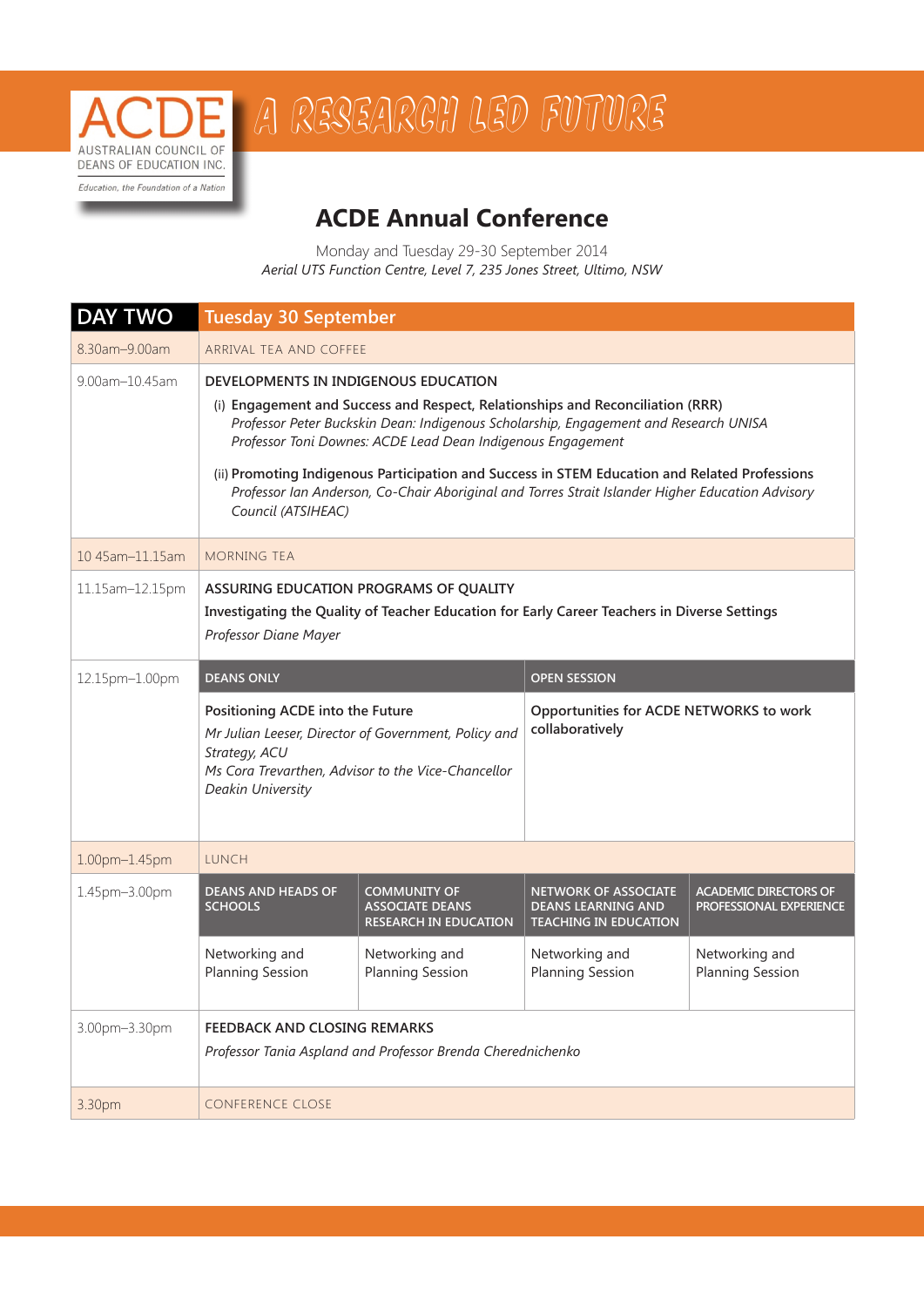ACDE

AUSTRALIAN COUNCIL OF DEANS OF EDUCATION INC.

*Education, the Foundation of a Nation*

A RESEARCH LED FUTURE

# ACDE Annual Conference

Monday and Tuesday 29-30 September 2014

*Aerial UTS Function Centre, Level 7, 235 Jones Street, Ultimo, NSW*

| DAY TWO | Tuesday 30 September | | | |
|---|---|---|---|---|
| 8.30am–9.00am | ARRIVAL TEA AND COFFEE | | | |
| 9.00am–10.45am | **DEVELOPMENTS IN INDIGENOUS EDUCATION**<br>(i) **Engagement and Success and Respect, Relationships and Reconciliation (RRR)**<br>*Professor Peter Buckskin Dean: Indigenous Scholarship, Engagement and Research UNISA*<br>*Professor Toni Downes: ACDE Lead Dean Indigenous Engagement*<br>(ii) **Promoting Indigenous Participation and Success in STEM Education and Related Professions**<br>*Professor Ian Anderson, Co-Chair Aboriginal and Torres Strait Islander Higher Education Advisory Council (ATSIHEAC)* | | | |
| 10 45am–11.15am | MORNING TEA | | | |
| 11.15am–12.15pm | **ASSURING EDUCATION PROGRAMS OF QUALITY**<br>**Investigating the Quality of Teacher Education for Early Career Teachers in Diverse Settings**<br>*Professor Diane Mayer* | | | |
| 12.15pm–1.00pm | **DEANS ONLY** | | **OPEN SESSION** | |
| | **Positioning ACDE into the Future**<br>*Mr Julian Leeser, Director of Government, Policy and Strategy, ACU*<br>*Ms Cora Trevarthen, Advisor to the Vice-Chancellor Deakin University* | | **Opportunities for ACDE NETWORKS to work collaboratively** | |
| 1.00pm–1.45pm | LUNCH | | | |
| 1.45pm–3.00pm | **DEANS AND HEADS OF SCHOOLS** | **COMMUNITY OF ASSOCIATE DEANS RESEARCH IN EDUCATION** | **NETWORK OF ASSOCIATE DEANS LEARNING AND TEACHING IN EDUCATION** | **ACADEMIC DIRECTORS OF PROFESSIONAL EXPERIENCE** |
| | Networking and Planning Session | Networking and Planning Session | Networking and Planning Session | Networking and Planning Session |
| 3.00pm–3.30pm | **FEEDBACK AND CLOSING REMARKS**<br>*Professor Tania Aspland and Professor Brenda Cherednichenko* | | | |
| 3.30pm | CONFERENCE CLOSE | | | |